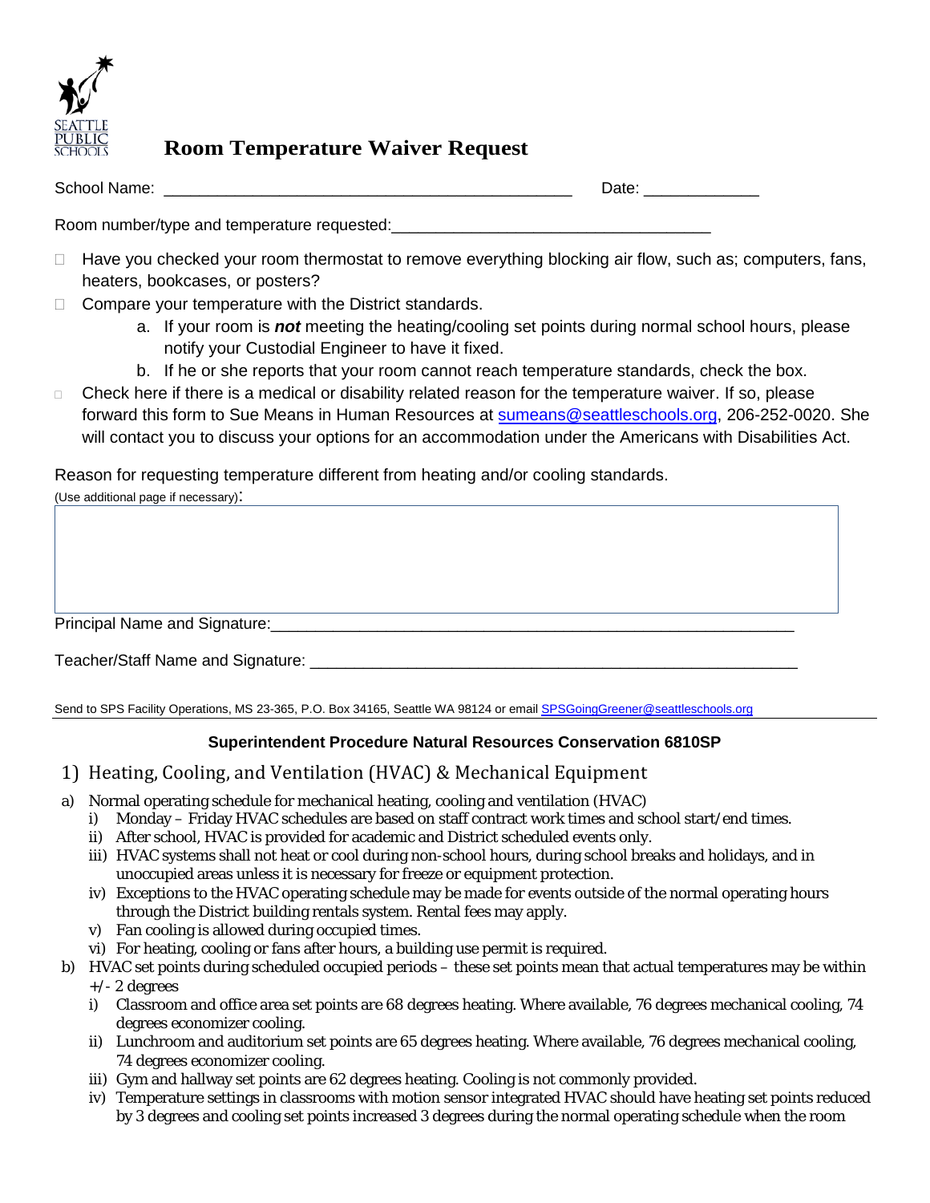# Room Temperature Waiver Request

School Name: _____________________________________________ Date: _____________

Room number/type and temperature requested:___________________________________

- ☐ Have you checked your room thermostat to remove everything blocking air flow, such as; computers, fans, heaters, bookcases, or posters?
- ☐ Compare your temperature with the District standards.
  - a. If your room is ***not*** meeting the heating/cooling set points during normal school hours, please notify your Custodial Engineer to have it fixed.
  - b. If he or she reports that your room cannot reach temperature standards, check the box.
- ☐ Check here if there is a medical or disability related reason for the temperature waiver. If so, please forward this form to Sue Means in Human Resources at sumeans@seattleschools.org, 206-252-0020. She will contact you to discuss your options for an accommodation under the Americans with Disabilities Act.

Reason for requesting temperature different from heating and/or cooling standards.
(Use additional page if necessary):

Principal Name and Signature:___________________________________________________________

Teacher/Staff Name and Signature: ______________________________________________________

Send to SPS Facility Operations, MS 23-365, P.O. Box 34165, Seattle WA 98124 or email SPSGoingGreener@seattleschools.org

---

**Superintendent Procedure Natural Resources Conservation 6810SP**

## 1) Heating, Cooling, and Ventilation (HVAC) & Mechanical Equipment

a) Normal operating schedule for mechanical heating, cooling and ventilation (HVAC)
   - i) Monday – Friday HVAC schedules are based on staff contract work times and school start/end times.
   - ii) After school, HVAC is provided for academic and District scheduled events only.
   - iii) HVAC systems shall not heat or cool during non-school hours, during school breaks and holidays, and in unoccupied areas unless it is necessary for freeze or equipment protection.
   - iv) Exceptions to the HVAC operating schedule may be made for events outside of the normal operating hours through the District building rentals system. Rental fees may apply.
   - v) Fan cooling is allowed during occupied times.
   - vi) For heating, cooling or fans after hours, a building use permit is required.

b) HVAC set points during scheduled occupied periods – these set points mean that actual temperatures may be within +/- 2 degrees
   - i) Classroom and office area set points are 68 degrees heating. Where available, 76 degrees mechanical cooling, 74 degrees economizer cooling.
   - ii) Lunchroom and auditorium set points are 65 degrees heating. Where available, 76 degrees mechanical cooling, 74 degrees economizer cooling.
   - iii) Gym and hallway set points are 62 degrees heating. Cooling is not commonly provided.
   - iv) Temperature settings in classrooms with motion sensor integrated HVAC should have heating set points reduced by 3 degrees and cooling set points increased 3 degrees during the normal operating schedule when the room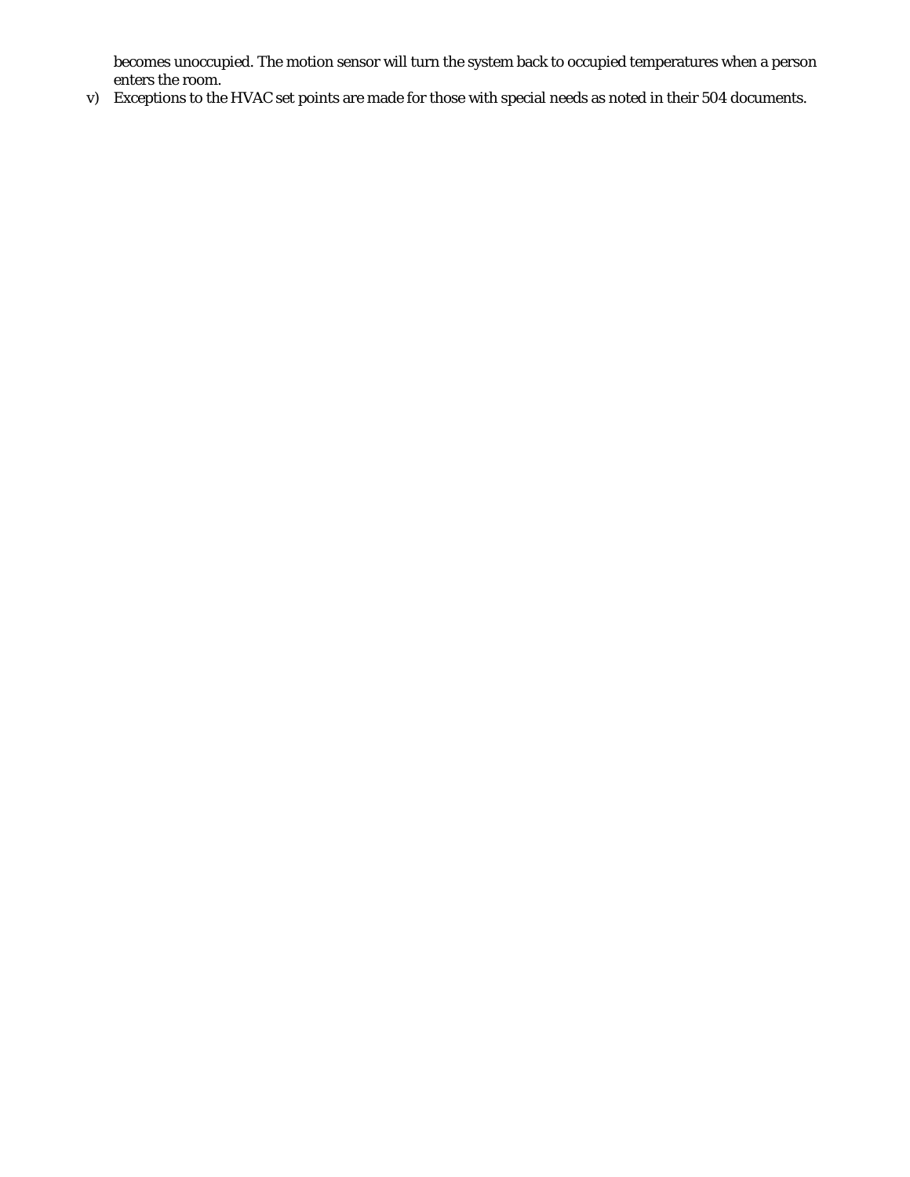becomes unoccupied. The motion sensor will turn the system back to occupied temperatures when a person enters the room.

v) Exceptions to the HVAC set points are made for those with special needs as noted in their 504 documents.